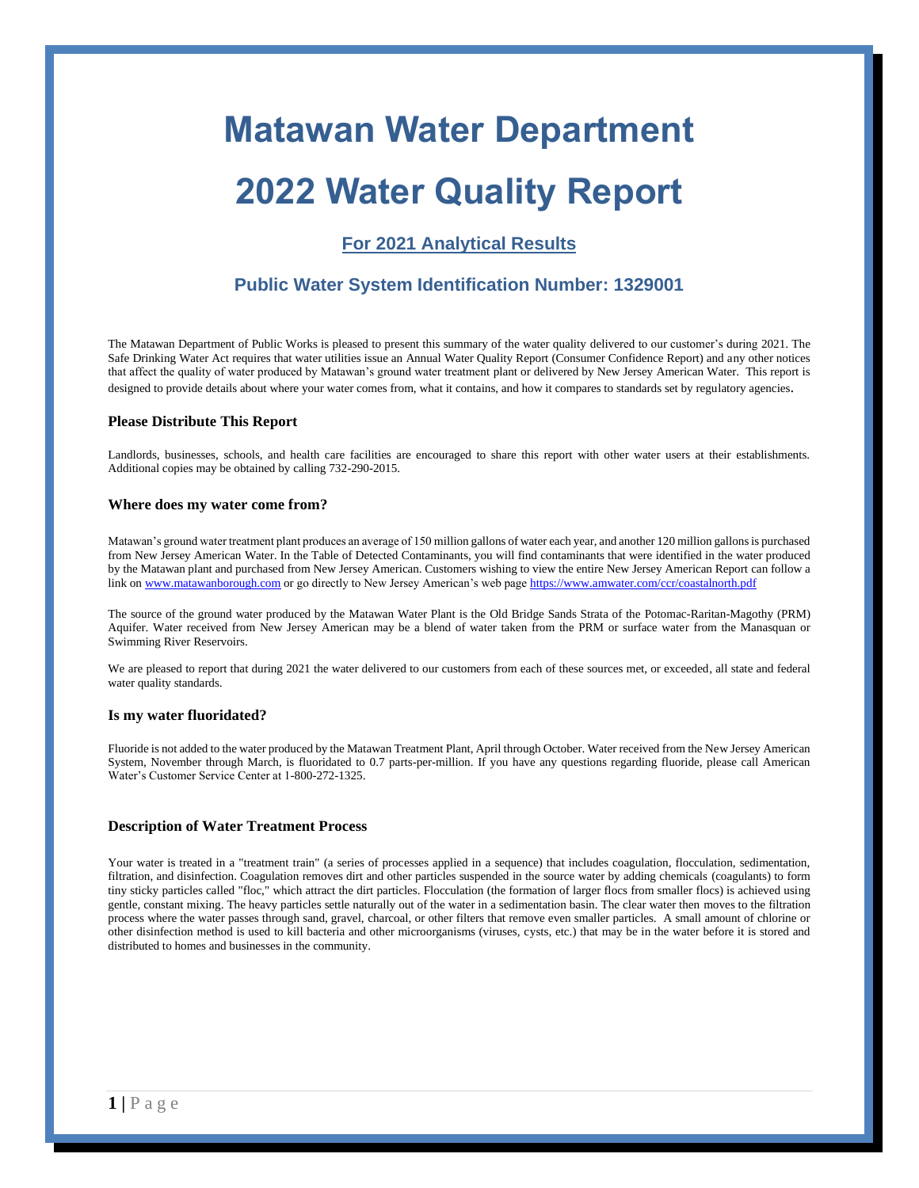# Matawan Water Department

# 2022 Water Quality Report

## For 2021 Analytical Results

## Public Water System Identification Number: 1329001

The Matawan Department of Public Works is pleased to present this summary of the water quality delivered to our customer's during 2021. The Safe Drinking Water Act requires that water utilities issue an Annual Water Quality Report (Consumer Confidence Report) and any other notices that affect the quality of water produced by Matawan's ground water treatment plant or delivered by New Jersey American Water. This report is designed to provide details about where your water comes from, what it contains, and how it compares to standards set by regulatory agencies.

### Please Distribute This Report

Landlords, businesses, schools, and health care facilities are encouraged to share this report with other water users at their establishments. Additional copies may be obtained by calling 732-290-2015.

### Where does my water come from?

Matawan's ground water treatment plant produces an average of 150 million gallons of water each year, and another 120 million gallons is purchased from New Jersey American Water. In the Table of Detected Contaminants, you will find contaminants that were identified in the water produced by the Matawan plant and purchased from New Jersey American. Customers wishing to view the entire New Jersey American Report can follow a link on [www.matawanborough.com](http://www.matawanborough.com) or go directly to New Jersey American's web page [https://www.amwater.com/ccr/coastalnorth.pdf](https://www.amwater.com/ccr/coastalnorth.pdf)

The source of the ground water produced by the Matawan Water Plant is the Old Bridge Sands Strata of the Potomac-Raritan-Magothy (PRM) Aquifer. Water received from New Jersey American may be a blend of water taken from the PRM or surface water from the Manasquan or Swimming River Reservoirs.

We are pleased to report that during 2021 the water delivered to our customers from each of these sources met, or exceeded, all state and federal water quality standards.

### Is my water fluoridated?

Fluoride is not added to the water produced by the Matawan Treatment Plant, April through October. Water received from the New Jersey American System, November through March, is fluoridated to 0.7 parts-per-million. If you have any questions regarding fluoride, please call American Water's Customer Service Center at 1-800-272-1325.

### Description of Water Treatment Process

Your water is treated in a "treatment train" (a series of processes applied in a sequence) that includes coagulation, flocculation, sedimentation, filtration, and disinfection. Coagulation removes dirt and other particles suspended in the source water by adding chemicals (coagulants) to form tiny sticky particles called "floc," which attract the dirt particles. Flocculation (the formation of larger flocs from smaller flocs) is achieved using gentle, constant mixing. The heavy particles settle naturally out of the water in a sedimentation basin. The clear water then moves to the filtration process where the water passes through sand, gravel, charcoal, or other filters that remove even smaller particles. A small amount of chlorine or other disinfection method is used to kill bacteria and other microorganisms (viruses, cysts, etc.) that may be in the water before it is stored and distributed to homes and businesses in the community.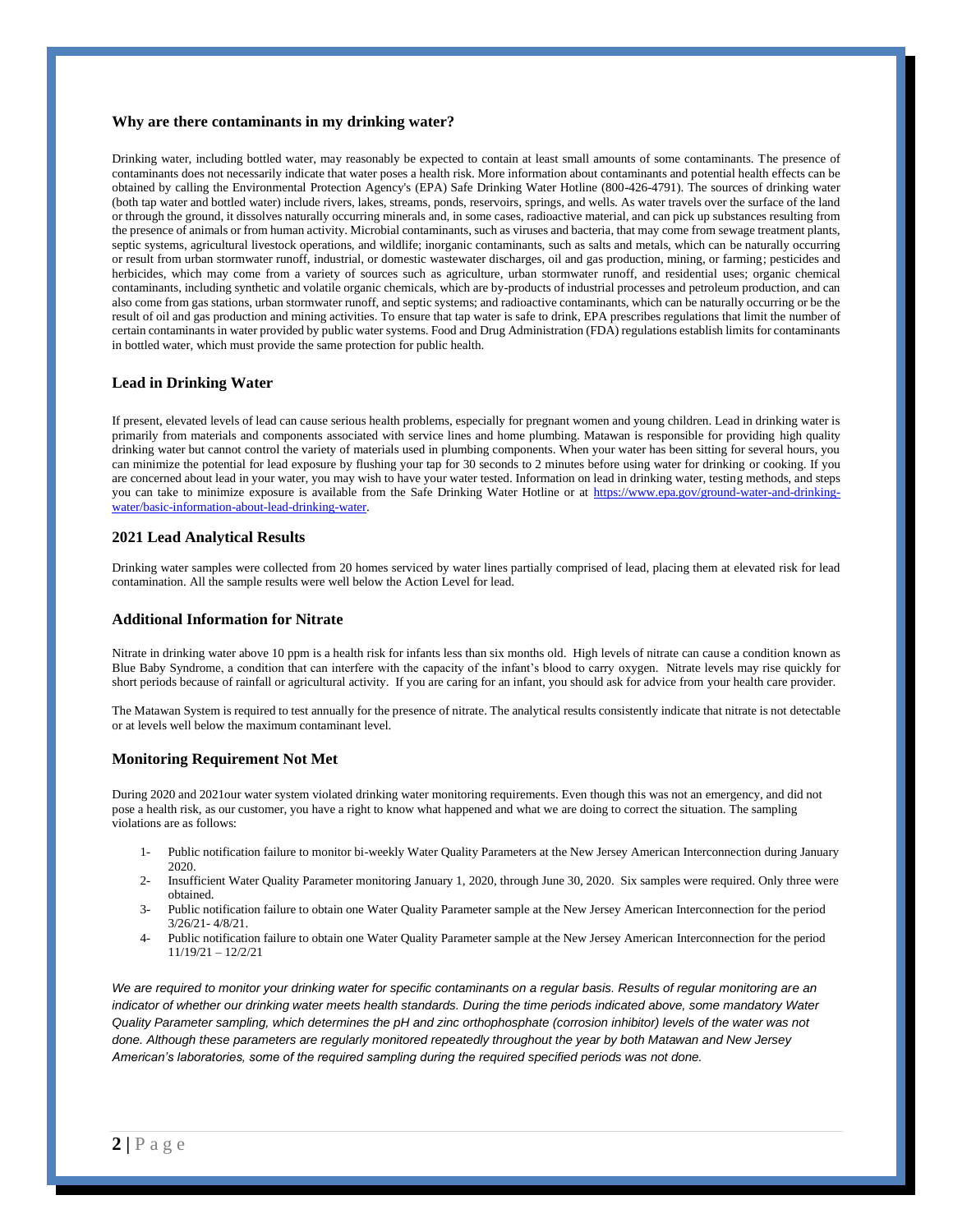### Why are there contaminants in my drinking water?

Drinking water, including bottled water, may reasonably be expected to contain at least small amounts of some contaminants. The presence of contaminants does not necessarily indicate that water poses a health risk. More information about contaminants and potential health effects can be obtained by calling the Environmental Protection Agency's (EPA) Safe Drinking Water Hotline (800-426-4791). The sources of drinking water (both tap water and bottled water) include rivers, lakes, streams, ponds, reservoirs, springs, and wells. As water travels over the surface of the land or through the ground, it dissolves naturally occurring minerals and, in some cases, radioactive material, and can pick up substances resulting from the presence of animals or from human activity. Microbial contaminants, such as viruses and bacteria, that may come from sewage treatment plants, septic systems, agricultural livestock operations, and wildlife; inorganic contaminants, such as salts and metals, which can be naturally occurring or result from urban stormwater runoff, industrial, or domestic wastewater discharges, oil and gas production, mining, or farming; pesticides and herbicides, which may come from a variety of sources such as agriculture, urban stormwater runoff, and residential uses; organic chemical contaminants, including synthetic and volatile organic chemicals, which are by-products of industrial processes and petroleum production, and can also come from gas stations, urban stormwater runoff, and septic systems; and radioactive contaminants, which can be naturally occurring or be the result of oil and gas production and mining activities. To ensure that tap water is safe to drink, EPA prescribes regulations that limit the number of certain contaminants in water provided by public water systems. Food and Drug Administration (FDA) regulations establish limits for contaminants in bottled water, which must provide the same protection for public health.

### Lead in Drinking Water

If present, elevated levels of lead can cause serious health problems, especially for pregnant women and young children. Lead in drinking water is primarily from materials and components associated with service lines and home plumbing. Matawan is responsible for providing high quality drinking water but cannot control the variety of materials used in plumbing components. When your water has been sitting for several hours, you can minimize the potential for lead exposure by flushing your tap for 30 seconds to 2 minutes before using water for drinking or cooking. If you are concerned about lead in your water, you may wish to have your water tested. Information on lead in drinking water, testing methods, and steps you can take to minimize exposure is available from the Safe Drinking Water Hotline or at https://www.epa.gov/ground-water-and-drinking-water/basic-information-about-lead-drinking-water.

### 2021 Lead Analytical Results

Drinking water samples were collected from 20 homes serviced by water lines partially comprised of lead, placing them at elevated risk for lead contamination. All the sample results were well below the Action Level for lead.

### Additional Information for Nitrate

Nitrate in drinking water above 10 ppm is a health risk for infants less than six months old. High levels of nitrate can cause a condition known as Blue Baby Syndrome, a condition that can interfere with the capacity of the infant's blood to carry oxygen. Nitrate levels may rise quickly for short periods because of rainfall or agricultural activity. If you are caring for an infant, you should ask for advice from your health care provider.

The Matawan System is required to test annually for the presence of nitrate. The analytical results consistently indicate that nitrate is not detectable or at levels well below the maximum contaminant level.

### Monitoring Requirement Not Met

During 2020 and 2021our water system violated drinking water monitoring requirements. Even though this was not an emergency, and did not pose a health risk, as our customer, you have a right to know what happened and what we are doing to correct the situation. The sampling violations are as follows:

1- Public notification failure to monitor bi-weekly Water Quality Parameters at the New Jersey American Interconnection during January 2020.
2- Insufficient Water Quality Parameter monitoring January 1, 2020, through June 30, 2020. Six samples were required. Only three were obtained.
3- Public notification failure to obtain one Water Quality Parameter sample at the New Jersey American Interconnection for the period 3/26/21- 4/8/21.
4- Public notification failure to obtain one Water Quality Parameter sample at the New Jersey American Interconnection for the period 11/19/21 – 12/2/21

*We are required to monitor your drinking water for specific contaminants on a regular basis. Results of regular monitoring are an indicator of whether our drinking water meets health standards. During the time periods indicated above, some mandatory Water Quality Parameter sampling, which determines the pH and zinc orthophosphate (corrosion inhibitor) levels of the water was not done. Although these parameters are regularly monitored repeatedly throughout the year by both Matawan and New Jersey American's laboratories, some of the required sampling during the required specified periods was not done.*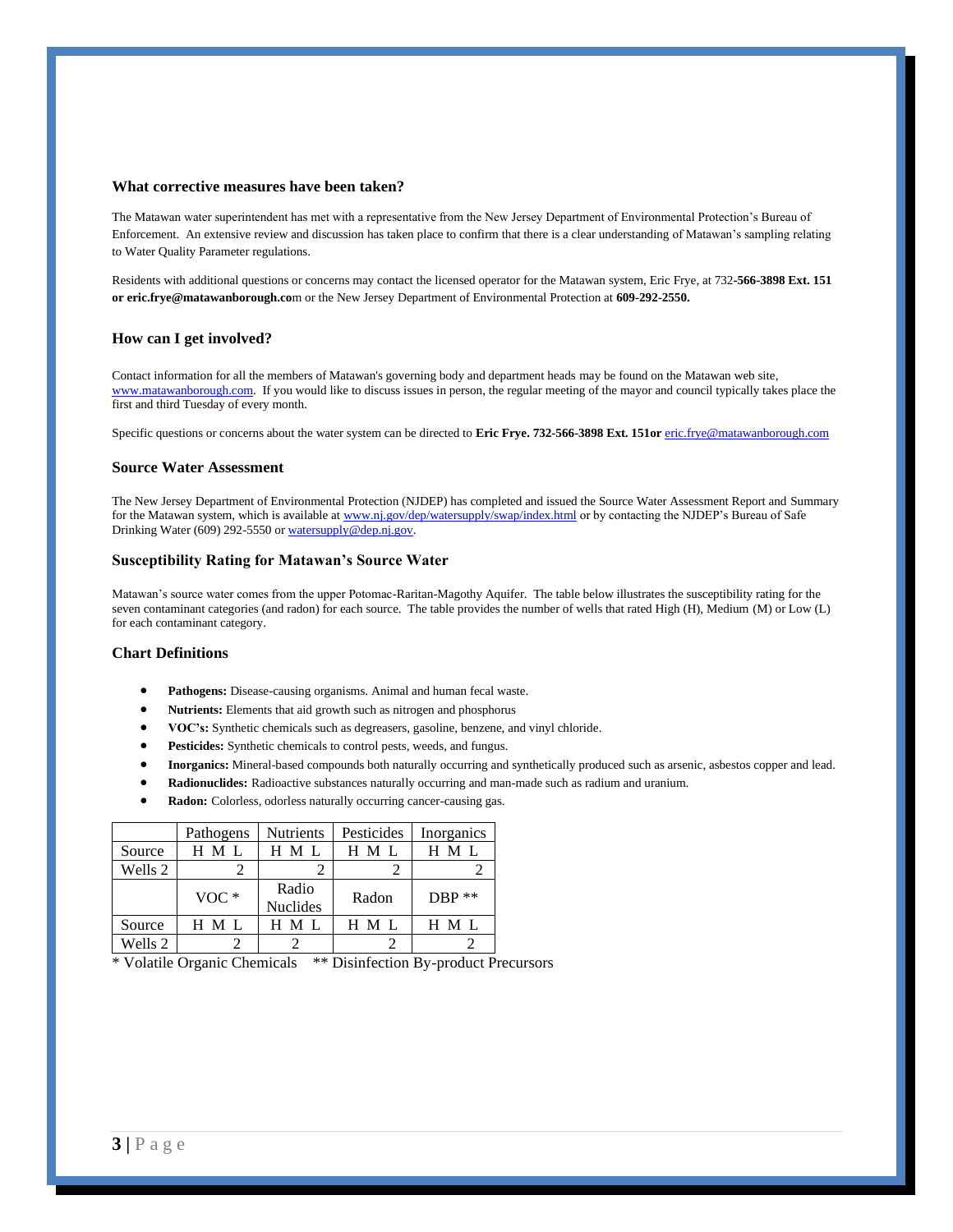### What corrective measures have been taken?

The Matawan water superintendent has met with a representative from the New Jersey Department of Environmental Protection's Bureau of Enforcement. An extensive review and discussion has taken place to confirm that there is a clear understanding of Matawan's sampling relating to Water Quality Parameter regulations.

Residents with additional questions or concerns may contact the licensed operator for the Matawan system, Eric Frye, at 732-**566-3898 Ext. 151 or eric.frye@matawanborough.co**m or the New Jersey Department of Environmental Protection at **609-292-2550.**

### How can I get involved?

Contact information for all the members of Matawan's governing body and department heads may be found on the Matawan web site, www.matawanborough.com. If you would like to discuss issues in person, the regular meeting of the mayor and council typically takes place the first and third Tuesday of every month.

Specific questions or concerns about the water system can be directed to **Eric Frye. 732-566-3898 Ext. 151or** eric.frye@matawanborough.com

### Source Water Assessment

The New Jersey Department of Environmental Protection (NJDEP) has completed and issued the Source Water Assessment Report and Summary for the Matawan system, which is available at www.nj.gov/dep/watersupply/swap/index.html or by contacting the NJDEP's Bureau of Safe Drinking Water (609) 292-5550 or watersupply@dep.nj.gov.

### Susceptibility Rating for Matawan's Source Water

Matawan's source water comes from the upper Potomac-Raritan-Magothy Aquifer. The table below illustrates the susceptibility rating for the seven contaminant categories (and radon) for each source. The table provides the number of wells that rated High (H), Medium (M) or Low (L) for each contaminant category.

### Chart Definitions

- **Pathogens:** Disease-causing organisms. Animal and human fecal waste.
- **Nutrients:** Elements that aid growth such as nitrogen and phosphorus
- **VOC's:** Synthetic chemicals such as degreasers, gasoline, benzene, and vinyl chloride.
- **Pesticides:** Synthetic chemicals to control pests, weeds, and fungus.
- **Inorganics:** Mineral-based compounds both naturally occurring and synthetically produced such as arsenic, asbestos copper and lead.
- **Radionuclides:** Radioactive substances naturally occurring and man-made such as radium and uranium.
- **Radon:** Colorless, odorless naturally occurring cancer-causing gas.

| | Pathogens | | | Nutrients | | | Pesticides | | | Inorganics | | |
|---|---|---|---|---|---|---|---|---|---|---|---|---|
| Source | H | M | L | H | M | L | H | M | L | H | M | L |
| Wells 2 | | | 2 | | | 2 | | | 2 | | | 2 |
| | VOC * | | | Radio Nuclides | | | Radon | | | DBP ** | | |
| Source | H | M | L | H | M | L | H | M | L | H | M | L |
| Wells 2 | | | 2 | | 2 | | | | 2 | | | 2 |

\* Volatile Organic Chemicals  ** Disinfection By-product Precursors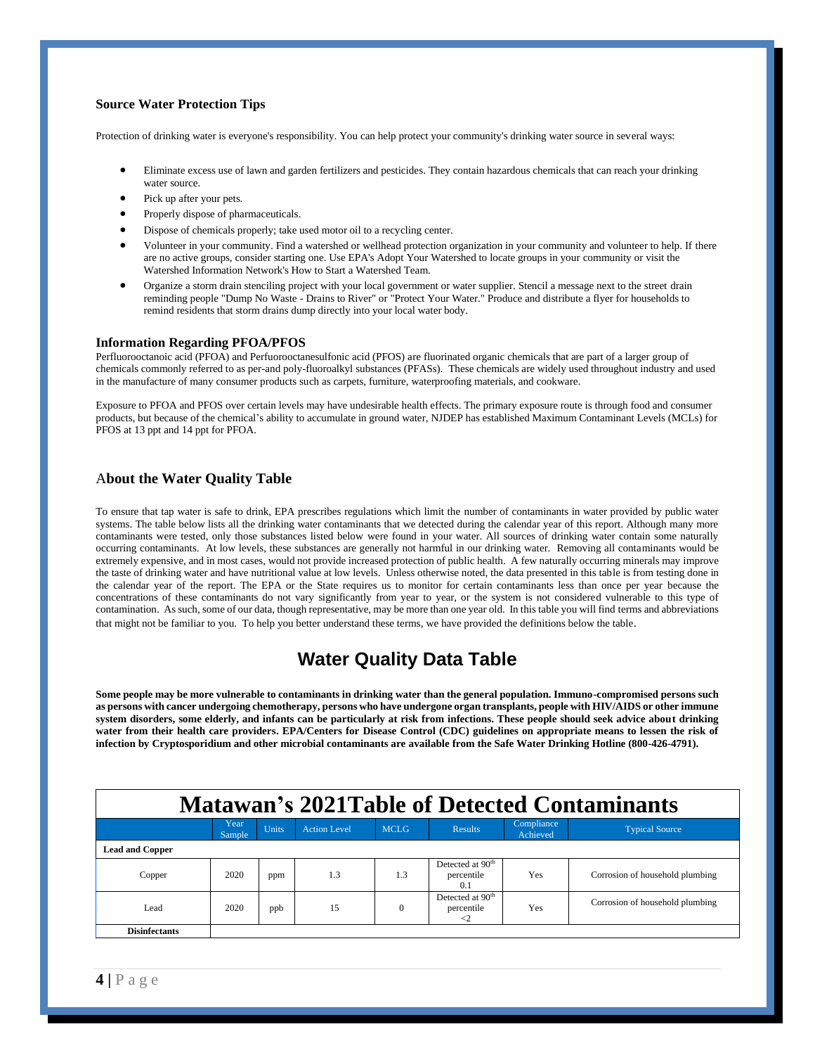### Source Water Protection Tips

Protection of drinking water is everyone's responsibility. You can help protect your community's drinking water source in several ways:

- Eliminate excess use of lawn and garden fertilizers and pesticides. They contain hazardous chemicals that can reach your drinking water source.
- Pick up after your pets.
- Properly dispose of pharmaceuticals.
- Dispose of chemicals properly; take used motor oil to a recycling center.
- Volunteer in your community. Find a watershed or wellhead protection organization in your community and volunteer to help. If there are no active groups, consider starting one. Use EPA's Adopt Your Watershed to locate groups in your community or visit the Watershed Information Network's How to Start a Watershed Team.
- Organize a storm drain stenciling project with your local government or water supplier. Stencil a message next to the street drain reminding people "Dump No Waste - Drains to River" or "Protect Your Water." Produce and distribute a flyer for households to remind residents that storm drains dump directly into your local water body.

### Information Regarding PFOA/PFOS

Perfluorooctanoic acid (PFOA) and Perfuorooctanesulfonic acid (PFOS) are fluorinated organic chemicals that are part of a larger group of chemicals commonly referred to as per-and poly-fluoroalkyl substances (PFASs). These chemicals are widely used throughout industry and used in the manufacture of many consumer products such as carpets, furniture, waterproofing materials, and cookware.

Exposure to PFOA and PFOS over certain levels may have undesirable health effects. The primary exposure route is through food and consumer products, but because of the chemical's ability to accumulate in ground water, NJDEP has established Maximum Contaminant Levels (MCLs) for PFOS at 13 ppt and 14 ppt for PFOA.

### About the Water Quality Table

To ensure that tap water is safe to drink, EPA prescribes regulations which limit the number of contaminants in water provided by public water systems. The table below lists all the drinking water contaminants that we detected during the calendar year of this report. Although many more contaminants were tested, only those substances listed below were found in your water. All sources of drinking water contain some naturally occurring contaminants. At low levels, these substances are generally not harmful in our drinking water. Removing all contaminants would be extremely expensive, and in most cases, would not provide increased protection of public health. A few naturally occurring minerals may improve the taste of drinking water and have nutritional value at low levels. Unless otherwise noted, the data presented in this table is from testing done in the calendar year of the report. The EPA or the State requires us to monitor for certain contaminants less than once per year because the concentrations of these contaminants do not vary significantly from year to year, or the system is not considered vulnerable to this type of contamination. As such, some of our data, though representative, may be more than one year old. In this table you will find terms and abbreviations that might not be familiar to you. To help you better understand these terms, we have provided the definitions below the table.

## Water Quality Data Table

**Some people may be more vulnerable to contaminants in drinking water than the general population. Immuno-compromised persons such as persons with cancer undergoing chemotherapy, persons who have undergone organ transplants, people with HIV/AIDS or other immune system disorders, some elderly, and infants can be particularly at risk from infections. These people should seek advice about drinking water from their health care providers. EPA/Centers for Disease Control (CDC) guidelines on appropriate means to lessen the risk of infection by Cryptosporidium and other microbial contaminants are available from the Safe Water Drinking Hotline (800-426-4791).**

**Matawan's 2021Table of Detected Contaminants**

| | Year Sample | Units | Action Level | MCLG | Results | Compliance Achieved | Typical Source |
|---|---|---|---|---|---|---|---|
| **Lead and Copper** | | | | | | | |
| Copper | 2020 | ppm | 1.3 | 1.3 | Detected at 90th percentile 0.1 | Yes | Corrosion of household plumbing |
| Lead | 2020 | ppb | 15 | 0 | Detected at 90th percentile <2 | Yes | Corrosion of household plumbing |
| **Disinfectants** | | | | | | | |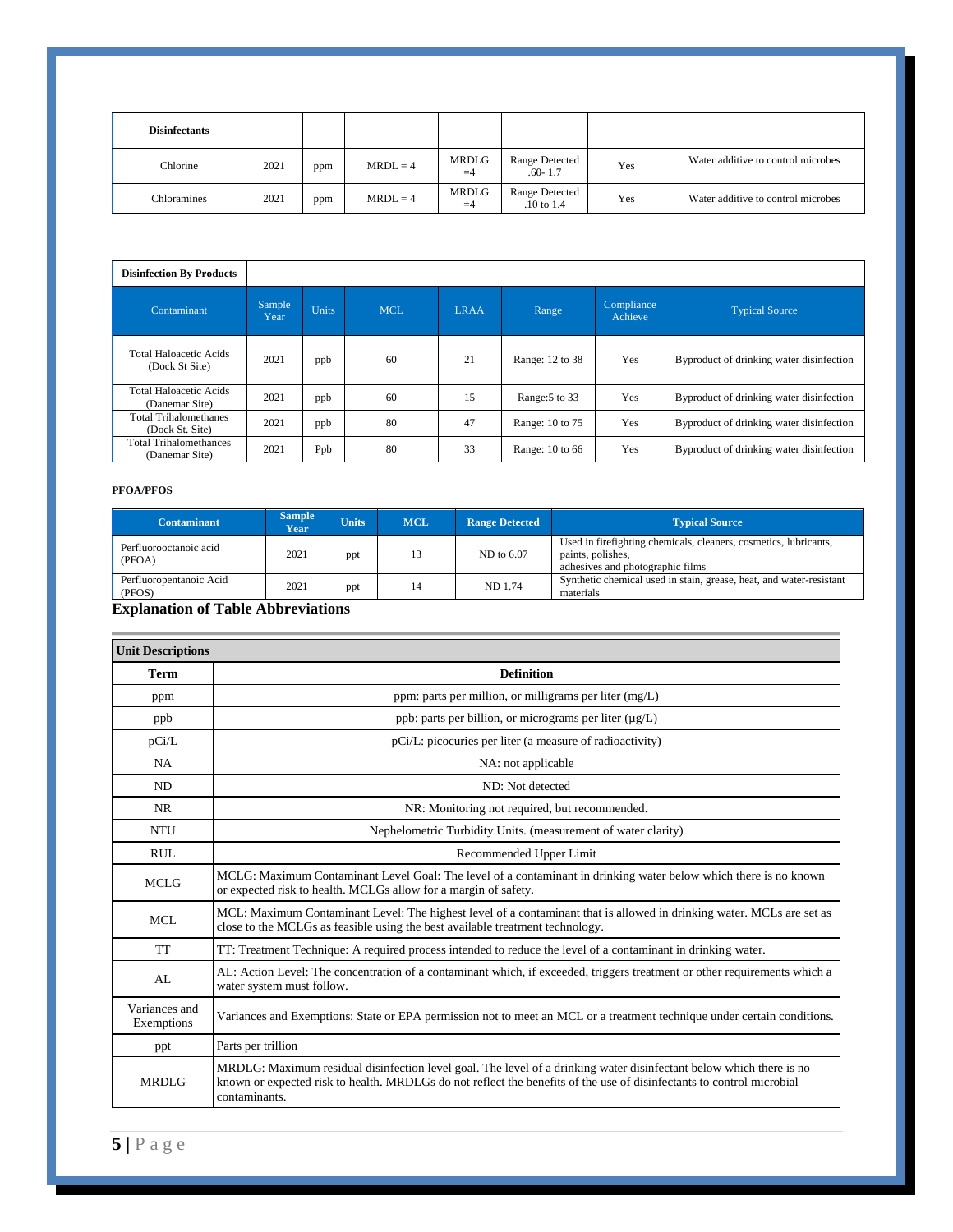| Disinfectants | | | | | | | |
|---|---|---|---|---|---|---|---|
| Chlorine | 2021 | ppm | MRDL = 4 | MRDLG =4 | Range Detected .60- 1.7 | Yes | Water additive to control microbes |
| Chloramines | 2021 | ppm | MRDL = 4 | MRDLG =4 | Range Detected .10 to 1.4 | Yes | Water additive to control microbes |

| Disinfection By Products | | | | | | | |
|---|---|---|---|---|---|---|---|
| Contaminant | Sample Year | Units | MCL | LRAA | Range | Compliance Achieve | Typical Source |
| Total Haloacetic Acids (Dock St Site) | 2021 | ppb | 60 | 21 | Range: 12 to 38 | Yes | Byproduct of drinking water disinfection |
| Total Haloacetic Acids (Danemar Site) | 2021 | ppb | 60 | 15 | Range:5 to 33 | Yes | Byproduct of drinking water disinfection |
| Total Trihalomethanes (Dock St. Site) | 2021 | ppb | 80 | 47 | Range: 10 to 75 | Yes | Byproduct of drinking water disinfection |
| Total Trihalomethances (Danemar Site) | 2021 | Ppb | 80 | 33 | Range: 10 to 66 | Yes | Byproduct of drinking water disinfection |

**PFOA/PFOS**

| Contaminant | Sample Year | Units | MCL | Range Detected | Typical Source |
|---|---|---|---|---|---|
| Perfluorooctanoic acid (PFOA) | 2021 | ppt | 13 | ND to 6.07 | Used in firefighting chemicals, cleaners, cosmetics, lubricants, paints, polishes, adhesives and photographic films |
| Perfluoropentanoic Acid (PFOS) | 2021 | ppt | 14 | ND 1.74 | Synthetic chemical used in stain, grease, heat, and water-resistant materials |

## Explanation of Table Abbreviations

| Unit Descriptions | |
|---|---|
| **Term** | **Definition** |
| ppm | ppm: parts per million, or milligrams per liter (mg/L) |
| ppb | ppb: parts per billion, or micrograms per liter (µg/L) |
| pCi/L | pCi/L: picocuries per liter (a measure of radioactivity) |
| NA | NA: not applicable |
| ND | ND: Not detected |
| NR | NR: Monitoring not required, but recommended. |
| NTU | Nephelometric Turbidity Units. (measurement of water clarity) |
| RUL | Recommended Upper Limit |
| MCLG | MCLG: Maximum Contaminant Level Goal: The level of a contaminant in drinking water below which there is no known or expected risk to health. MCLGs allow for a margin of safety. |
| MCL | MCL: Maximum Contaminant Level: The highest level of a contaminant that is allowed in drinking water. MCLs are set as close to the MCLGs as feasible using the best available treatment technology. |
| TT | TT: Treatment Technique: A required process intended to reduce the level of a contaminant in drinking water. |
| AL | AL: Action Level: The concentration of a contaminant which, if exceeded, triggers treatment or other requirements which a water system must follow. |
| Variances and Exemptions | Variances and Exemptions: State or EPA permission not to meet an MCL or a treatment technique under certain conditions. |
| ppt | Parts per trillion |
| MRDLG | MRDLG: Maximum residual disinfection level goal. The level of a drinking water disinfectant below which there is no known or expected risk to health. MRDLGs do not reflect the benefits of the use of disinfectants to control microbial contaminants. |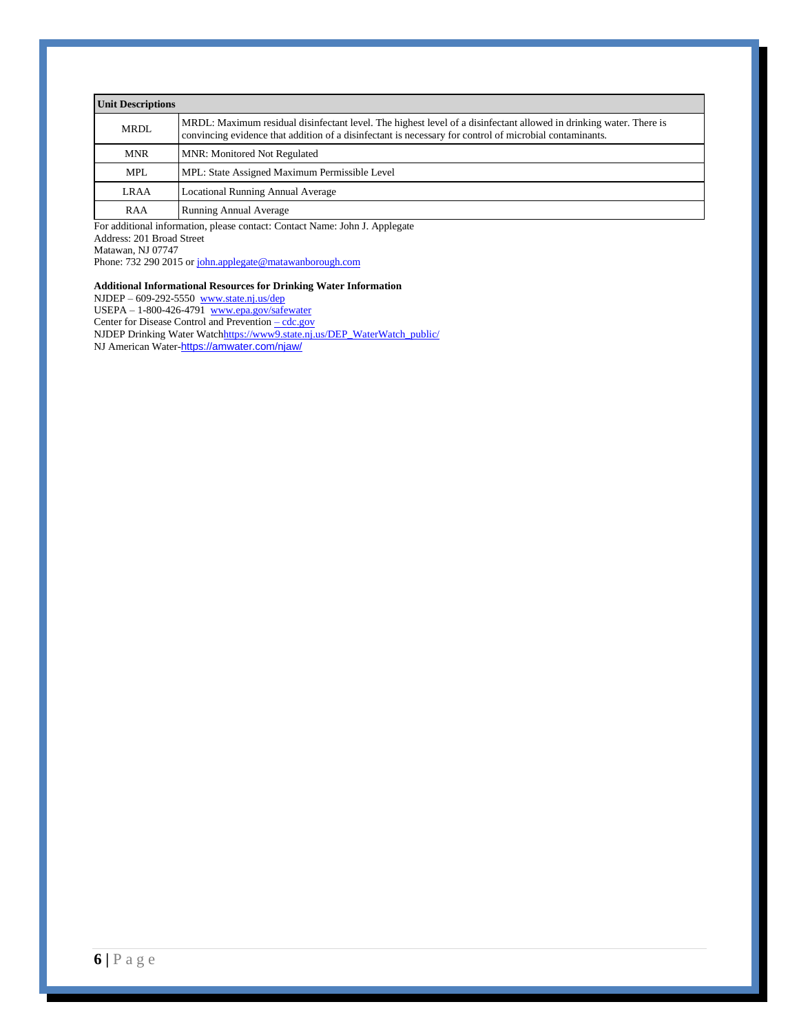| Unit Descriptions | |
|---|---|
| MRDL | MRDL: Maximum residual disinfectant level. The highest level of a disinfectant allowed in drinking water. There is convincing evidence that addition of a disinfectant is necessary for control of microbial contaminants. |
| MNR | MNR: Monitored Not Regulated |
| MPL | MPL: State Assigned Maximum Permissible Level |
| LRAA | Locational Running Annual Average |
| RAA | Running Annual Average |

For additional information, please contact: Contact Name: John J. Applegate
Address: 201 Broad Street
Matawan, NJ 07747
Phone: 732 290 2015 or john.applegate@matawanborough.com

**Additional Informational Resources for Drinking Water Information**

NJDEP – 609-292-5550 www.state.nj.us/dep
USEPA – 1-800-426-4791 www.epa.gov/safewater
Center for Disease Control and Prevention – cdc.gov
NJDEP Drinking Water Watch https://www9.state.nj.us/DEP_WaterWatch_public/
NJ American Water- https://amwater.com/njaw/